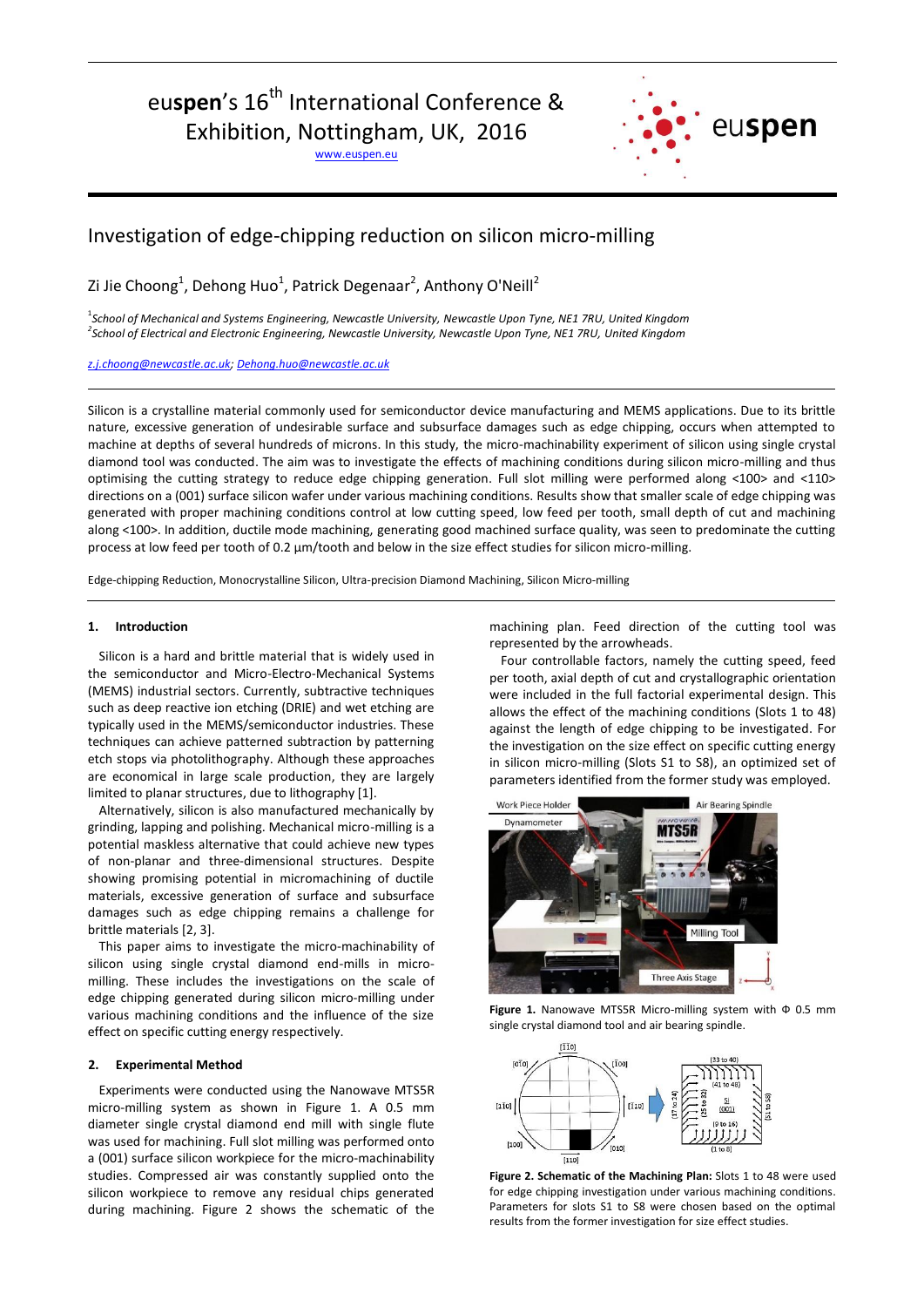# Investigation of edge-chipping reduction on silicon micro-milling

Zi Jie Choong[1], Dehong Huo[1], Patrick Degenaar[2], Anthony O'Neill[2]

[1]*School of Mechanical and Systems Engineering, Newcastle University, Newcastle Upon Tyne, NE1 7RU, United Kingdom*
[2]*School of Electrical and Electronic Engineering, Newcastle University, Newcastle Upon Tyne, NE1 7RU, United Kingdom*

*z.j.choong@newcastle.ac.uk; Dehong.huo@newcastle.ac.uk*

Silicon is a crystalline material commonly used for semiconductor device manufacturing and MEMS applications. Due to its brittle nature, excessive generation of undesirable surface and subsurface damages such as edge chipping, occurs when attempted to machine at depths of several hundreds of microns. In this study, the micro-machinability experiment of silicon using single crystal diamond tool was conducted. The aim was to investigate the effects of machining conditions during silicon micro-milling and thus optimising the cutting strategy to reduce edge chipping generation. Full slot milling were performed along <100> and <110> directions on a (001) surface silicon wafer under various machining conditions. Results show that smaller scale of edge chipping was generated with proper machining conditions control at low cutting speed, low feed per tooth, small depth of cut and machining along <100>. In addition, ductile mode machining, generating good machined surface quality, was seen to predominate the cutting process at low feed per tooth of 0.2 µm/tooth and below in the size effect studies for silicon micro-milling.

Edge-chipping Reduction, Monocrystalline Silicon, Ultra-precision Diamond Machining, Silicon Micro-milling

## 1. Introduction

Silicon is a hard and brittle material that is widely used in the semiconductor and Micro-Electro-Mechanical Systems (MEMS) industrial sectors. Currently, subtractive techniques such as deep reactive ion etching (DRIE) and wet etching are typically used in the MEMS/semiconductor industries. These techniques can achieve patterned subtraction by patterning etch stops via photolithography. Although these approaches are economical in large scale production, they are largely limited to planar structures, due to lithography [1].

Alternatively, silicon is also manufactured mechanically by grinding, lapping and polishing. Mechanical micro-milling is a potential maskless alternative that could achieve new types of non-planar and three-dimensional structures. Despite showing promising potential in micromachining of ductile materials, excessive generation of surface and subsurface damages such as edge chipping remains a challenge for brittle materials [2, 3].

This paper aims to investigate the micro-machinability of silicon using single crystal diamond end-mills in micro-milling. These includes the investigations on the scale of edge chipping generated during silicon micro-milling under various machining conditions and the influence of the size effect on specific cutting energy respectively.

## 2. Experimental Method

Experiments were conducted using the Nanowave MTS5R micro-milling system as shown in Figure 1. A 0.5 mm diameter single crystal diamond end mill with single flute was used for machining. Full slot milling was performed onto a (001) surface silicon workpiece for the micro-machinability studies. Compressed air was constantly supplied onto the silicon workpiece to remove any residual chips generated during machining. Figure 2 shows the schematic of the machining plan. Feed direction of the cutting tool was represented by the arrowheads.

Four controllable factors, namely the cutting speed, feed per tooth, axial depth of cut and crystallographic orientation were included in the full factorial experimental design. This allows the effect of the machining conditions (Slots 1 to 48) against the length of edge chipping to be investigated. For the investigation on the size effect on specific cutting energy in silicon micro-milling (Slots S1 to S8), an optimized set of parameters identified from the former study was employed.

**Figure 1.** Nanowave MTS5R Micro-milling system with Φ 0.5 mm single crystal diamond tool and air bearing spindle.

**Figure 2. Schematic of the Machining Plan:** Slots 1 to 48 were used for edge chipping investigation under various machining conditions. Parameters for slots S1 to S8 were chosen based on the optimal results from the former investigation for size effect studies.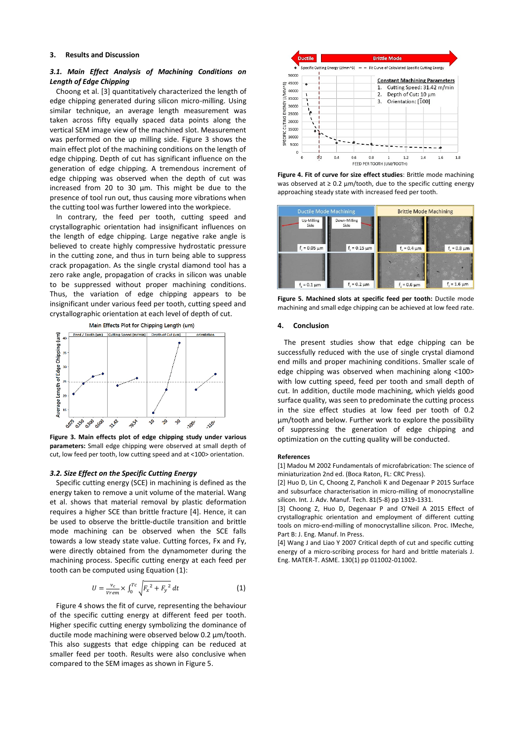## 3. Results and Discussion

### *3.1. Main Effect Analysis of Machining Conditions on Length of Edge Chipping*

Choong et al. [3] quantitatively characterized the length of edge chipping generated during silicon micro-milling. Using similar technique, an average length measurement was taken across fifty equally spaced data points along the vertical SEM image view of the machined slot. Measurement was performed on the up milling side. Figure 3 shows the main effect plot of the machining conditions on the length of edge chipping. Depth of cut has significant influence on the generation of edge chipping. A tremendous increment of edge chipping was observed when the depth of cut was increased from 20 to 30 µm. This might be due to the presence of tool run out, thus causing more vibrations when the cutting tool was further lowered into the workpiece.

In contrary, the feed per tooth, cutting speed and crystallographic orientation had insignificant influences on the length of edge chipping. Large negative rake angle is believed to create highly compressive hydrostatic pressure in the cutting zone, and thus in turn being able to suppress crack propagation. As the single crystal diamond tool has a zero rake angle, propagation of cracks in silicon was unable to be suppressed without proper machining conditions. Thus, the variation of edge chipping appears to be insignificant under various feed per tooth, cutting speed and crystallographic orientation at each level of depth of cut.

Main Effects Plot for Chipping Length (um)

Average Length of Edge Chipping (um)

Feed / Tooth (um) | Cutting Speed (m/min) | Depth of Cut (um) | orientation

0.075 0.150 0.300 0.600 31.42 78.54 10 20 30 100 110

**Figure 3. Main effects plot of edge chipping study under various parameters:** Small edge chipping were observed at small depth of cut, low feed per tooth, low cutting speed and at <100> orientation.

### *3.2. Size Effect on the Specific Cutting Energy*

Specific cutting energy (SCE) in machining is defined as the energy taken to remove a unit volume of the material. Wang et al. shows that material removal by plastic deformation requires a higher SCE than brittle fracture [4]. Hence, it can be used to observe the brittle-ductile transition and brittle mode machining can be observed when the SCE falls towards a low steady state value. Cutting forces, Fx and Fy, were directly obtained from the dynamometer during the machining process. Specific cutting energy at each feed per tooth can be computed using Equation (1):

$$U = \frac{v_c}{V_{rem}} \times \int_0^{Tc} \sqrt{{F_x}^2 + {F_y}^2}\, dt \tag{1}$$

Figure 4 shows the fit of curve, representing the behaviour of the specific cutting energy at different feed per tooth. Higher specific cutting energy symbolizing the dominance of ductile mode machining were observed below 0.2 µm/tooth. This also suggests that edge chipping can be reduced at smaller feed per tooth. Results were also conclusive when compared to the SEM images as shown in Figure 5.

Ductile | Brittle Mode

Specific Cutting Energy (J/mm^3) — Fit Curve of Calculated Specific Cutting Energy

Constant Machining Parameters
1. Cutting Speed: 31.42 m/min
2. Depth of Cut: 10 µm
3. Orientation: [$\bar{1}$00]

SPECIFIC CUTTING ENERGY (J/MM^3)

FEED PER TOOTH (UM/TOOTH)

**Figure 4. Fit of curve for size effect studies**: Brittle mode machining was observed at ≥ 0.2 µm/tooth, due to the specific cutting energy approaching steady state with increased feed per tooth.

Ductile Mode Machining | Brittle Mode Machining

Up-Milling Side | Down-Milling Side

$f_z$ = 0.05 µm | $f_z$ = 0.15 µm | $f_z$ = 0.4 µm | $f_z$ = 0.8 µm | $f_z$ = 0.1 µm | $f_z$ = 0.2 µm | $f_z$ = 0.6 µm | $f_z$ = 1.6 µm

**Figure 5. Machined slots at specific feed per tooth:** Ductile mode machining and small edge chipping can be achieved at low feed rate.

## 4. Conclusion

The present studies show that edge chipping can be successfully reduced with the use of single crystal diamond end mills and proper machining conditions. Smaller scale of edge chipping was observed when machining along <100> with low cutting speed, feed per tooth and small depth of cut. In addition, ductile mode machining, which yields good surface quality, was seen to predominate the cutting process in the size effect studies at low feed per tooth of 0.2 µm/tooth and below. Further work to explore the possibility of suppressing the generation of edge chipping and optimization on the cutting quality will be conducted.

### References

[1] Madou M 2002 Fundamentals of microfabrication: The science of miniaturization 2nd ed. (Boca Raton, FL: CRC Press).

[2] Huo D, Lin C, Choong Z, Pancholi K and Degenaar P 2015 Surface and subsurface characterisation in micro-milling of monocrystalline silicon. Int. J. Adv. Manuf. Tech. 81(5-8) pp 1319-1331.

[3] Choong Z, Huo D, Degenaar P and O'Neil A 2015 Effect of crystallographic orientation and employment of different cutting tools on micro-end-milling of monocrystalline silicon. Proc. IMeche, Part B: J. Eng. Manuf. In Press.

[4] Wang J and Liao Y 2007 Critical depth of cut and specific cutting energy of a micro-scribing process for hard and brittle materials J. Eng. MATER-T. ASME. 130(1) pp 011002-011002.